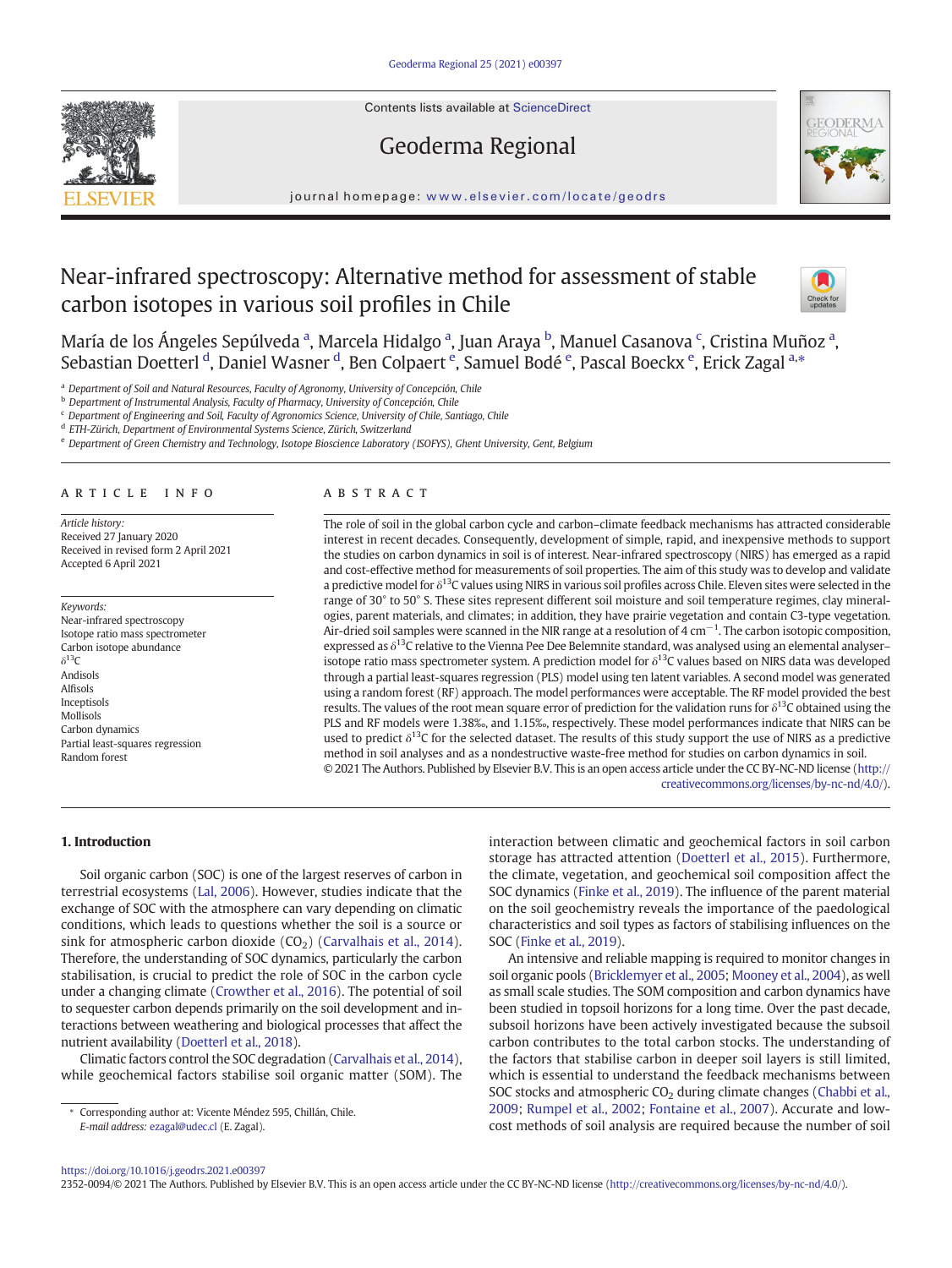# Near-infrared spectroscopy: Alternative method for assessment of stable carbon isotopes in various soil profiles in Chile

María de los Ángeles Sepúlveda [a], Marcela Hidalgo [a], Juan Araya [b], Manuel Casanova [c], Cristina Muñoz [a], Sebastian Doetterl [d], Daniel Wasner [d], Ben Colpaert [e], Samuel Bodé [e], Pascal Boeckx [e], Erick Zagal [a,*]

[a] Department of Soil and Natural Resources, Faculty of Agronomy, University of Concepción, Chile
[b] Department of Instrumental Analysis, Faculty of Pharmacy, University of Concepción, Chile
[c] Department of Engineering and Soil, Faculty of Agronomics Science, University of Chile, Santiago, Chile
[d] ETH-Zürich, Department of Environmental Systems Science, Zürich, Switzerland
[e] Department of Green Chemistry and Technology, Isotope Bioscience Laboratory (ISOFYS), Ghent University, Gent, Belgium

## ARTICLE INFO

*Article history:*
Received 27 January 2020
Received in revised form 2 April 2021
Accepted 6 April 2021

*Keywords:*
Near-infrared spectroscopy
Isotope ratio mass spectrometer
Carbon isotope abundance
$\delta^{13}C$
Andisols
Alfisols
Inceptisols
Mollisols
Carbon dynamics
Partial least-squares regression
Random forest

## ABSTRACT

The role of soil in the global carbon cycle and carbon–climate feedback mechanisms has attracted considerable interest in recent decades. Consequently, development of simple, rapid, and inexpensive methods to support the studies on carbon dynamics in soil is of interest. Near-infrared spectroscopy (NIRS) has emerged as a rapid and cost-effective method for measurements of soil properties. The aim of this study was to develop and validate a predictive model for $\delta^{13}C$ values using NIRS in various soil profiles across Chile. Eleven sites were selected in the range of 30° to 50° S. These sites represent different soil moisture and soil temperature regimes, clay mineralogies, parent materials, and climates; in addition, they have prairie vegetation and contain C3-type vegetation. Air-dried soil samples were scanned in the NIR range at a resolution of 4 $cm^{-1}$. The carbon isotopic composition, expressed as $\delta^{13}C$ relative to the Vienna Pee Dee Belemnite standard, was analysed using an elemental analyser–isotope ratio mass spectrometer system. A prediction model for $\delta^{13}C$ values based on NIRS data was developed through a partial least-squares regression (PLS) model using ten latent variables. A second model was generated using a random forest (RF) approach. The model performances were acceptable. The RF model provided the best results. The values of the root mean square error of prediction for the validation runs for $\delta^{13}C$ obtained using the PLS and RF models were 1.38‰, and 1.15‰, respectively. These model performances indicate that NIRS can be used to predict $\delta^{13}C$ for the selected dataset. The results of this study support the use of NIRS as a predictive method in soil analyses and as a nondestructive waste-free method for studies on carbon dynamics in soil.

© 2021 The Authors. Published by Elsevier B.V. This is an open access article under the CC BY-NC-ND license (http://creativecommons.org/licenses/by-nc-nd/4.0/).

## 1. Introduction

Soil organic carbon (SOC) is one of the largest reserves of carbon in terrestrial ecosystems (Lal, 2006). However, studies indicate that the exchange of SOC with the atmosphere can vary depending on climatic conditions, which leads to questions whether the soil is a source or sink for atmospheric carbon dioxide ($CO_2$) (Carvalhais et al., 2014). Therefore, the understanding of SOC dynamics, particularly the carbon stabilisation, is crucial to predict the role of SOC in the carbon cycle under a changing climate (Crowther et al., 2016). The potential of soil to sequester carbon depends primarily on the soil development and interactions between weathering and biological processes that affect the nutrient availability (Doetterl et al., 2018).

Climatic factors control the SOC degradation (Carvalhais et al., 2014), while geochemical factors stabilise soil organic matter (SOM). The interaction between climatic and geochemical factors in soil carbon storage has attracted attention (Doetterl et al., 2015). Furthermore, the climate, vegetation, and geochemical soil composition affect the SOC dynamics (Finke et al., 2019). The influence of the parent material on the soil geochemistry reveals the importance of the paedological characteristics and soil types as factors of stabilising influences on the SOC (Finke et al., 2019).

An intensive and reliable mapping is required to monitor changes in soil organic pools (Bricklemyer et al., 2005; Mooney et al., 2004), as well as small scale studies. The SOM composition and carbon dynamics have been studied in topsoil horizons for a long time. Over the past decade, subsoil horizons have been actively investigated because the subsoil carbon contributes to the total carbon stocks. The understanding of the factors that stabilise carbon in deeper soil layers is still limited, which is essential to understand the feedback mechanisms between SOC stocks and atmospheric $CO_2$ during climate changes (Chabbi et al., 2009; Rumpel et al., 2002; Fontaine et al., 2007). Accurate and low-cost methods of soil analysis are required because the number of soil

\* Corresponding author at: Vicente Méndez 595, Chillán, Chile.
*E-mail address:* ezagal@udec.cl (E. Zagal).

https://doi.org/10.1016/j.geodrs.2021.e00397
2352-0094/© 2021 The Authors. Published by Elsevier B.V. This is an open access article under the CC BY-NC-ND license (http://creativecommons.org/licenses/by-nc-nd/4.0/).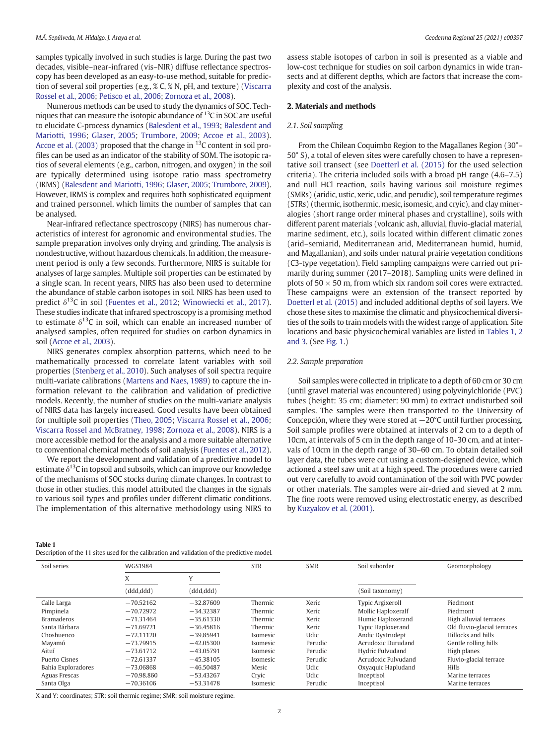samples typically involved in such studies is large. During the past two decades, visible–near-infrared (vis–NIR) diffuse reflectance spectroscopy has been developed as an easy-to-use method, suitable for prediction of several soil properties (e.g., % C, % N, pH, and texture) (Viscarra Rossel et al., 2006; Petisco et al., 2006; Zornoza et al., 2008).

Numerous methods can be used to study the dynamics of SOC. Techniques that can measure the isotopic abundance of $^{13}$C in SOC are useful to elucidate C-process dynamics (Balesdent et al., 1993; Balesdent and Mariotti, 1996; Glaser, 2005; Trumbore, 2009; Accoe et al., 2003). Accoe et al. (2003) proposed that the change in $^{13}$C content in soil profiles can be used as an indicator of the stability of SOM. The isotopic ratios of several elements (e.g., carbon, nitrogen, and oxygen) in the soil are typically determined using isotope ratio mass spectrometry (IRMS) (Balesdent and Mariotti, 1996; Glaser, 2005; Trumbore, 2009). However, IRMS is complex and requires both sophisticated equipment and trained personnel, which limits the number of samples that can be analysed.

Near-infrared reflectance spectroscopy (NIRS) has numerous characteristics of interest for agronomic and environmental studies. The sample preparation involves only drying and grinding. The analysis is nondestructive, without hazardous chemicals. In addition, the measurement period is only a few seconds. Furthermore, NIRS is suitable for analyses of large samples. Multiple soil properties can be estimated by a single scan. In recent years, NIRS has also been used to determine the abundance of stable carbon isotopes in soil. NIRS has been used to predict $\delta^{13}$C in soil (Fuentes et al., 2012; Winowiecki et al., 2017). These studies indicate that infrared spectroscopy is a promising method to estimate $\delta^{13}$C in soil, which can enable an increased number of analysed samples, often required for studies on carbon dynamics in soil (Accoe et al., 2003).

NIRS generates complex absorption patterns, which need to be mathematically processed to correlate latent variables with soil properties (Stenberg et al., 2010). Such analyses of soil spectra require multi-variate calibrations (Martens and Naes, 1989) to capture the information relevant to the calibration and validation of predictive models. Recently, the number of studies on the multi-variate analysis of NIRS data has largely increased. Good results have been obtained for multiple soil properties (Theo, 2005; Viscarra Rossel et al., 2006; Viscarra Rossel and McBratney, 1998; Zornoza et al., 2008). NIRS is a more accessible method for the analysis and a more suitable alternative to conventional chemical methods of soil analysis (Fuentes et al., 2012).

We report the development and validation of a predictive model to estimate $\delta^{13}$C in topsoil and subsoils, which can improve our knowledge of the mechanisms of SOC stocks during climate changes. In contrast to those in other studies, this model attributed the changes in the signals to various soil types and profiles under different climatic conditions. The implementation of this alternative methodology using NIRS to assess stable isotopes of carbon in soil is presented as a viable and low-cost technique for studies on soil carbon dynamics in wide transects and at different depths, which are factors that increase the complexity and cost of the analysis.

## 2. Materials and methods

### 2.1. Soil sampling

From the Chilean Coquimbo Region to the Magallanes Region (30°–50° S), a total of eleven sites were carefully chosen to have a representative soil transect (see Doetterl et al. (2015) for the used selection criteria). The criteria included soils with a broad pH range (4.6–7.5) and null HCl reaction, soils having various soil moisture regimes (SMRs) (aridic, ustic, xeric, udic, and perudic), soil temperature regimes (STRs) (thermic, isothermic, mesic, isomesic, and cryic), and clay mineralogies (short range order mineral phases and crystalline), soils with different parent materials (volcanic ash, alluvial, fluvio-glacial material, marine sediment, etc.), soils located within different climatic zones (arid–semiarid, Mediterranean arid, Mediterranean humid, humid, and Magallanian), and soils under natural prairie vegetation conditions (C3-type vegetation). Field sampling campaigns were carried out primarily during summer (2017–2018). Sampling units were defined in plots of 50 × 50 m, from which six random soil cores were extracted. These campaigns were an extension of the transect reported by Doetterl et al. (2015) and included additional depths of soil layers. We chose these sites to maximise the climatic and physicochemical diversities of the soils to train models with the widest range of application. Site locations and basic physicochemical variables are listed in Tables 1, 2 and 3. (See Fig. 1.)

### 2.2. Sample preparation

Soil samples were collected in triplicate to a depth of 60 cm or 30 cm (until gravel material was encountered) using polyvinylchloride (PVC) tubes (height: 35 cm; diameter: 90 mm) to extract undisturbed soil samples. The samples were then transported to the University of Concepción, where they were stored at −20°C until further processing. Soil sample profiles were obtained at intervals of 2 cm to a depth of 10cm, at intervals of 5 cm in the depth range of 10–30 cm, and at intervals of 10cm in the depth range of 30–60 cm. To obtain detailed soil layer data, the tubes were cut using a custom-designed device, which actioned a steel saw unit at a high speed. The procedures were carried out very carefully to avoid contamination of the soil with PVC powder or other materials. The samples were air-dried and sieved at 2 mm. The fine roots were removed using electrostatic energy, as described by Kuzyakov et al. (2001).

**Table 1**
Description of the 11 sites used for the calibration and validation of the predictive model.

| Soil series | WGS1984 | | STR | SMR | Soil suborder | Geomorphology |
|---|---|---|---|---|---|---|
| | X | Y | | | | |
| | (ddd,ddd) | (ddd,ddd) | | | (Soil taxonomy) | |
| Calle Larga | −70.52162 | −32.87609 | Thermic | Xeric | Typic Argixeroll | Piedmont |
| Pimpinela | −70.72972 | −34.32387 | Thermic | Xeric | Mollic Haploxeralf | Piedmont |
| Bramaderos | −71.31464 | −35.61330 | Thermic | Xeric | Humic Haploxerand | High alluvial terraces |
| Santa Bárbara | −71.69721 | −36.45816 | Thermic | Xeric | Typic Haploxerand | Old fluvio-glacial terraces |
| Choshuenco | −72.11120 | −39.85941 | Isomesic | Udic | Andic Dystrudept | Hillocks and hills |
| Mayamó | −73.79915 | −42.05300 | Isomesic | Perudic | Acrudoxic Durudand | Gentle rolling hills |
| Aituí | −73.61712 | −43.05791 | Isomesic | Perudic | Hydric Fulvudand | High planes |
| Puerto Cisnes | −72.61337 | −45.38105 | Isomesic | Perudic | Acrudoxic Fulvudand | Fluvio-glacial terrace |
| Bahía Exploradores | −73.06868 | −46.50487 | Mesic | Udic | Oxyaquic Hapludand | Hills |
| Aguas Frescas | −70.98.860 | −53.43267 | Cryic | Udic | Inceptisol | Marine terraces |
| Santa Olga | −70.36106 | −53.31478 | Isomesic | Perudic | Inceptisol | Marine terraces |

X and Y: coordinates; STR: soil thermic regime; SMR: soil moisture regime.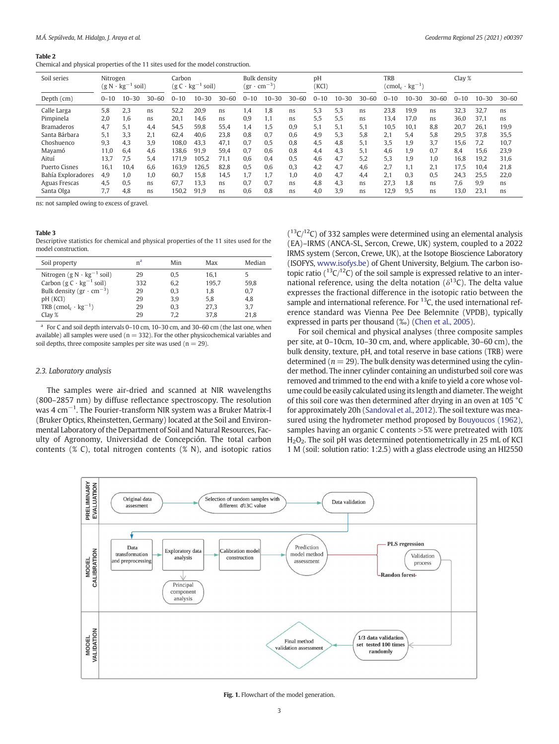**Table 2**
Chemical and physical properties of the 11 sites used for the model construction.

| Soil series | Nitrogen ($g N \cdot kg^{-1}$ soil) | | | Carbon ($g C \cdot kg^{-1}$ soil) | | | Bulk density ($gr \cdot cm^{-3}$) | | | pH (KCl) | | | TRB ($cmol_c \cdot kg^{-1}$) | | | Clay % | | |
|---|---|---|---|---|---|---|---|---|---|---|---|---|---|---|---|---|---|---|
| Depth (cm) | 0–10 | 10–30 | 30–60 | 0–10 | 10–30 | 30–60 | 0–10 | 10–30 | 30–60 | 0–10 | 10–30 | 30–60 | 0–10 | 10–30 | 30–60 | 0–10 | 10–30 | 30–60 |
| Calle Larga | 5,8 | 2,3 | ns | 52,2 | 20,9 | ns | 1,4 | 1,8 | ns | 5,3 | 5,3 | ns | 23,8 | 19,9 | ns | 32,3 | 32,7 | ns |
| Pimpinela | 2,0 | 1,6 | ns | 20,1 | 14,6 | ns | 0,9 | 1,1 | ns | 5,5 | 5,5 | ns | 13,4 | 17,0 | ns | 36,0 | 37,1 | ns |
| Bramaderos | 4,7 | 5,1 | 4,4 | 54,5 | 59,8 | 55,4 | 1,4 | 1,5 | 0,9 | 5,1 | 5,1 | 5,1 | 10,5 | 10,1 | 8,8 | 20,7 | 26,1 | 19,9 |
| Santa Bárbara | 5,1 | 3,3 | 2,1 | 62,4 | 40,6 | 23,8 | 0,8 | 0,7 | 0,6 | 4,9 | 5,3 | 5,8 | 2,1 | 5,4 | 5,8 | 29,5 | 37,8 | 35,5 |
| Choshuenco | 9,3 | 4,3 | 3,9 | 108,0 | 43,3 | 47,1 | 0,7 | 0,5 | 0,8 | 4,5 | 4,8 | 5,1 | 3,5 | 1,9 | 3,7 | 15,6 | 7,2 | 10,7 |
| Mayamó | 11,0 | 6,4 | 4,6 | 138,6 | 91,9 | 59,4 | 0,7 | 0,6 | 0,8 | 4,4 | 4,3 | 5,1 | 4,6 | 1,9 | 0,7 | 8,4 | 15,6 | 23,9 |
| Aituí | 13,7 | 7,5 | 5,4 | 171,9 | 105,2 | 71,1 | 0,6 | 0,4 | 0,5 | 4,6 | 4,7 | 5,2 | 5,3 | 1,9 | 1,0 | 16,8 | 19,2 | 31,6 |
| Puerto Cisnes | 16,1 | 10,4 | 6,6 | 163,9 | 126,5 | 82,8 | 0,5 | 0,6 | 0,3 | 4,2 | 4,7 | 4,6 | 2,7 | 1,1 | 2,1 | 17,5 | 10,4 | 21,8 |
| Bahía Exploradores | 4,9 | 1,0 | 1,0 | 60,7 | 15,8 | 14,5 | 1,7 | 1,7 | 1,0 | 4,0 | 4,7 | 4,4 | 2,1 | 0,3 | 0,5 | 24,3 | 25,5 | 22,0 |
| Aguas Frescas | 4,5 | 0,5 | ns | 67,7 | 13,3 | ns | 0,7 | 0,7 | ns | 4,8 | 4,3 | ns | 27,3 | 1,8 | ns | 7,6 | 9,9 | ns |
| Santa Olga | 7,7 | 4,8 | ns | 150,2 | 91,9 | ns | 0,6 | 0,8 | ns | 4,0 | 3,9 | ns | 12,9 | 9,5 | ns | 13,0 | 23,1 | ns |

ns: not sampled owing to excess of gravel.

**Table 3**
Descriptive statistics for chemical and physical properties of the 11 sites used for the model construction.

| Soil property | n[a] | Min | Max | Median |
|---|---|---|---|---|
| Nitrogen ($g N \cdot kg^{-1}$ soil) | 29 | 0,5 | 16,1 | 5 |
| Carbon ($g C \cdot kg^{-1}$ soil) | 332 | 6,2 | 195,7 | 59,8 |
| Bulk density ($gr \cdot cm^{-3}$) | 29 | 0,3 | 1,8 | 0,7 |
| pH (KCl) | 29 | 3,9 | 5,8 | 4,8 |
| TRB ($cmol_c \cdot kg^{-1}$) | 29 | 0,3 | 27,3 | 3,7 |
| Clay % | 29 | 7,2 | 37,8 | 21,8 |

[a] For C and soil depth intervals 0–10 cm, 10–30 cm, and 30–60 cm (the last one, when available) all samples were used (n = 332). For the other physicochemical variables and soil depths, three composite samples per site was used (n = 29).

### 2.3. Laboratory analysis

The samples were air-dried and scanned at NIR wavelengths (800–2857 nm) by diffuse reflectance spectroscopy. The resolution was 4 $cm^{-1}$. The Fourier-transform NIR system was a Bruker Matrix-I (Bruker Optics, Rheinstetten, Germany) located at the Soil and Environmental Laboratory of the Department of Soil and Natural Resources, Faculty of Agronomy, Universidad de Concepción. The total carbon contents (% C), total nitrogen contents (% N), and isotopic ratios ($^{13}C/^{12}C$) of 332 samples were determined using an elemental analysis (EA)–IRMS (ANCA-SL, Sercon, Crewe, UK) system, coupled to a 2022 IRMS system (Sercon, Crewe, UK), at the Isotope Bioscience Laboratory (ISOFYS, www.isofys.be) of Ghent University, Belgium. The carbon isotopic ratio ($^{13}C/^{12}C$) of the soil sample is expressed relative to an international reference, using the delta notation ($\delta^{13}C$). The delta value expresses the fractional difference in the isotopic ratio between the sample and international reference. For $^{13}C$, the used international reference standard was Vienna Pee Dee Belemnite (VPDB), typically expressed in parts per thousand (‰) (Chen et al., 2005).

For soil chemical and physical analyses (three composite samples per site, at 0–10cm, 10–30 cm, and, where applicable, 30–60 cm), the bulk density, texture, pH, and total reserve in base cations (TRB) were determined ($n = 29$). The bulk density was determined using the cylinder method. The inner cylinder containing an undisturbed soil core was removed and trimmed to the end with a knife to yield a core whose volume could be easily calculated using its length and diameter. The weight of this soil core was then determined after drying in an oven at 105 °C for approximately 20h (Sandoval et al., 2012). The soil texture was measured using the hydrometer method proposed by Bouyoucos (1962), samples having an organic C contents >5% were pretreated with 10% $H_2O_2$. The soil pH was determined potentiometrically in 25 mL of KCl 1 M (soil: solution ratio: 1:2.5) with a glass electrode using an HI2550

**Fig. 1.** Flowchart of the model generation.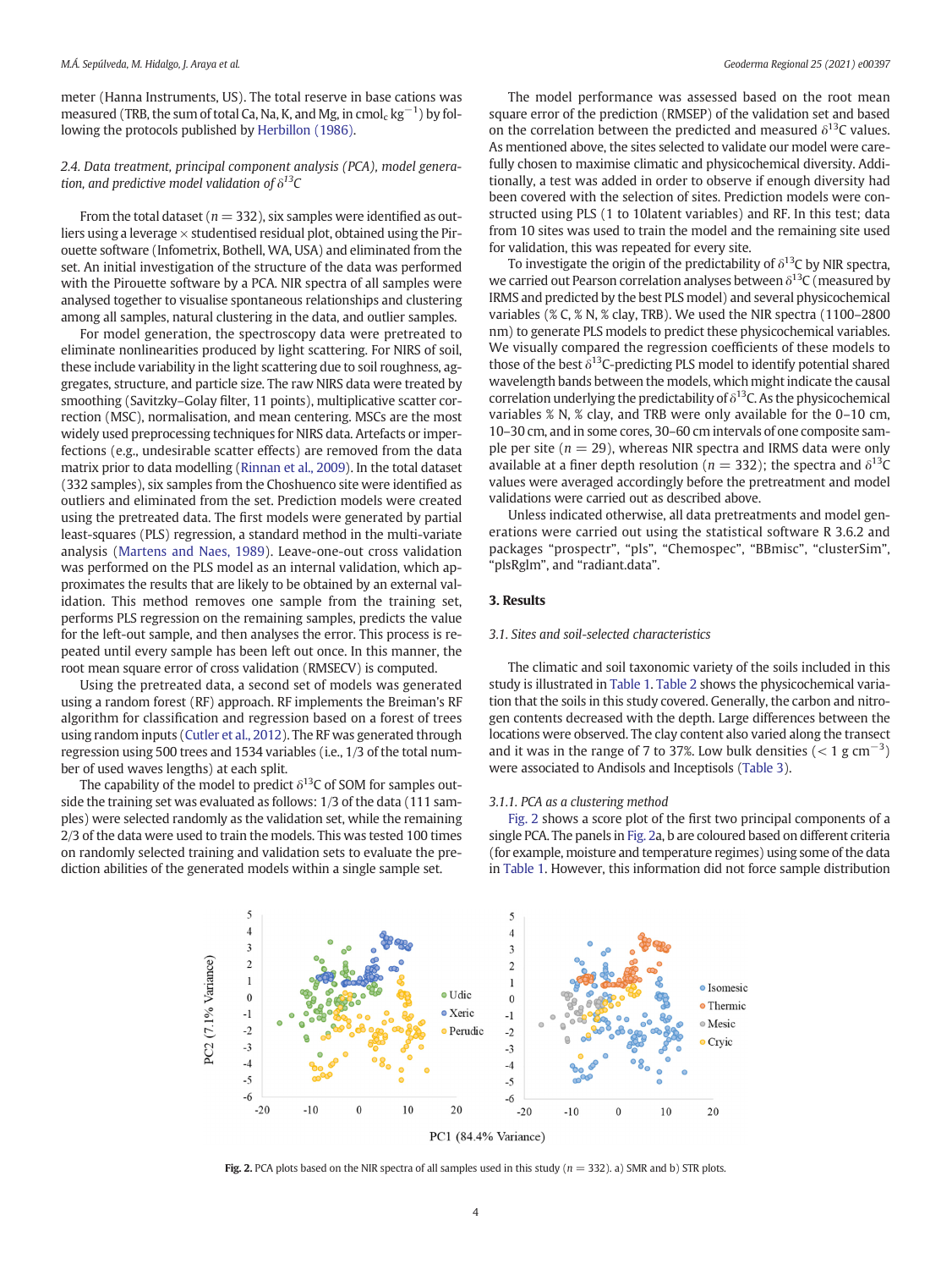meter (Hanna Instruments, US). The total reserve in base cations was measured (TRB, the sum of total Ca, Na, K, and Mg, in $cmol_c\ kg^{-1}$) by following the protocols published by Herbillon (1986).

### 2.4. Data treatment, principal component analysis (PCA), model generation, and predictive model validation of $\delta^{13}C$

From the total dataset ($n = 332$), six samples were identified as outliers using a leverage × studentised residual plot, obtained using the Pirouette software (Infometrix, Bothell, WA, USA) and eliminated from the set. An initial investigation of the structure of the data was performed with the Pirouette software by a PCA. NIR spectra of all samples were analysed together to visualise spontaneous relationships and clustering among all samples, natural clustering in the data, and outlier samples.

For model generation, the spectroscopy data were pretreated to eliminate nonlinearities produced by light scattering. For NIRS of soil, these include variability in the light scattering due to soil roughness, aggregates, structure, and particle size. The raw NIRS data were treated by smoothing (Savitzky–Golay filter, 11 points), multiplicative scatter correction (MSC), normalisation, and mean centering. MSCs are the most widely used preprocessing techniques for NIRS data. Artefacts or imperfections (e.g., undesirable scatter effects) are removed from the data matrix prior to data modelling (Rinnan et al., 2009). In the total dataset (332 samples), six samples from the Choshuenco site were identified as outliers and eliminated from the set. Prediction models were created using the pretreated data. The first models were generated by partial least-squares (PLS) regression, a standard method in the multi-variate analysis (Martens and Naes, 1989). Leave-one-out cross validation was performed on the PLS model as an internal validation, which approximates the results that are likely to be obtained by an external validation. This method removes one sample from the training set, performs PLS regression on the remaining samples, predicts the value for the left-out sample, and then analyses the error. This process is repeated until every sample has been left out once. In this manner, the root mean square error of cross validation (RMSECV) is computed.

Using the pretreated data, a second set of models was generated using a random forest (RF) approach. RF implements the Breiman's RF algorithm for classification and regression based on a forest of trees using random inputs (Cutler et al., 2012). The RF was generated through regression using 500 trees and 1534 variables (i.e., 1/3 of the total number of used waves lengths) at each split.

The capability of the model to predict $\delta^{13}C$ of SOM for samples outside the training set was evaluated as follows: 1/3 of the data (111 samples) were selected randomly as the validation set, while the remaining 2/3 of the data were used to train the models. This was tested 100 times on randomly selected training and validation sets to evaluate the prediction abilities of the generated models within a single sample set.

The model performance was assessed based on the root mean square error of the prediction (RMSEP) of the validation set and based on the correlation between the predicted and measured $\delta^{13}C$ values. As mentioned above, the sites selected to validate our model were carefully chosen to maximise climatic and physicochemical diversity. Additionally, a test was added in order to observe if enough diversity had been covered with the selection of sites. Prediction models were constructed using PLS (1 to 10latent variables) and RF. In this test; data from 10 sites was used to train the model and the remaining site used for validation, this was repeated for every site.

To investigate the origin of the predictability of $\delta^{13}C$ by NIR spectra, we carried out Pearson correlation analyses between $\delta^{13}C$ (measured by IRMS and predicted by the best PLS model) and several physicochemical variables (% C, % N, % clay, TRB). We used the NIR spectra (1100–2800 nm) to generate PLS models to predict these physicochemical variables. We visually compared the regression coefficients of these models to those of the best $\delta^{13}C$-predicting PLS model to identify potential shared wavelength bands between the models, which might indicate the causal correlation underlying the predictability of $\delta^{13}C$. As the physicochemical variables % N, % clay, and TRB were only available for the 0–10 cm, 10–30 cm, and in some cores, 30–60 cm intervals of one composite sample per site ($n = 29$), whereas NIR spectra and IRMS data were only available at a finer depth resolution ($n = 332$); the spectra and $\delta^{13}C$ values were averaged accordingly before the pretreatment and model validations were carried out as described above.

Unless indicated otherwise, all data pretreatments and model generations were carried out using the statistical software R 3.6.2 and packages "prospectr", "pls", "Chemospec", "BBmisc", "clusterSim", "plsRglm", and "radiant.data".

## 3. Results

### 3.1. Sites and soil-selected characteristics

The climatic and soil taxonomic variety of the soils included in this study is illustrated in Table 1. Table 2 shows the physicochemical variation that the soils in this study covered. Generally, the carbon and nitrogen contents decreased with the depth. Large differences between the locations were observed. The clay content also varied along the transect and it was in the range of 7 to 37%. Low bulk densities ($< 1\ g\ cm^{-3}$) were associated to Andisols and Inceptisols (Table 3).

#### 3.1.1. PCA as a clustering method

Fig. 2 shows a score plot of the first two principal components of a single PCA. The panels in Fig. 2a, b are coloured based on different criteria (for example, moisture and temperature regimes) using some of the data in Table 1. However, this information did not force sample distribution

**Fig. 2.** PCA plots based on the NIR spectra of all samples used in this study ($n = 332$). a) SMR and b) STR plots.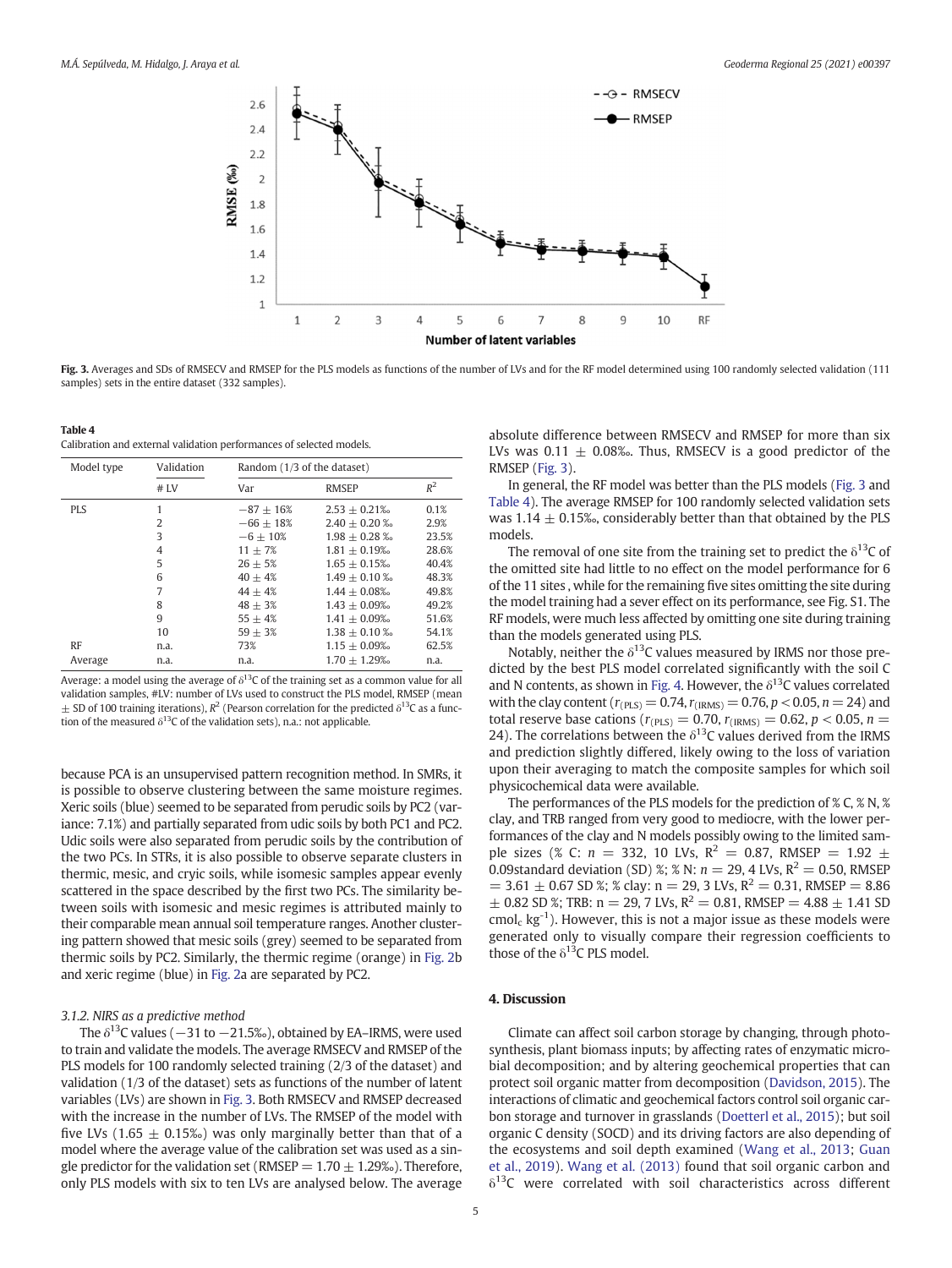Fig. 3. Averages and SDs of RMSECV and RMSEP for the PLS models as functions of the number of LVs and for the RF model determined using 100 randomly selected validation (111 samples) sets in the entire dataset (332 samples).

**Table 4**
Calibration and external validation performances of selected models.

| Model type | Validation | Random (1/3 of the dataset) | | |
|---|---|---|---|---|
| | # LV | Var | RMSEP | $R^2$ |
| PLS | 1 | −87 ± 16% | 2.53 ± 0.21‰ | 0.1% |
| | 2 | −66 ± 18% | 2.40 ± 0.20 ‰ | 2.9% |
| | 3 | −6 ± 10% | 1.98 ± 0.28 ‰ | 23.5% |
| | 4 | 11 ± 7% | 1.81 ± 0.19‰ | 28.6% |
| | 5 | 26 ± 5% | 1.65 ± 0.15‰ | 40.4% |
| | 6 | 40 ± 4% | 1.49 ± 0.10 ‰ | 48.3% |
| | 7 | 44 ± 4% | 1.44 ± 0.08‰ | 49.8% |
| | 8 | 48 ± 3% | 1.43 ± 0.09‰ | 49.2% |
| | 9 | 55 ± 4% | 1.41 ± 0.09‰ | 51.6% |
| | 10 | 59 ± 3% | 1.38 ± 0.10 ‰ | 54.1% |
| RF | n.a. | 73% | 1.15 ± 0.09‰ | 62.5% |
| Average | n.a. | n.a. | 1.70 ± 1.29‰ | n.a. |

Average: a model using the average of $\delta^{13}$C of the training set as a common value for all validation samples, #LV: number of LVs used to construct the PLS model, RMSEP (mean ± SD of 100 training iterations), $R^2$ (Pearson correlation for the predicted $\delta^{13}$C as a function of the measured $\delta^{13}$C of the validation sets), n.a.: not applicable.

because PCA is an unsupervised pattern recognition method. In SMRs, it is possible to observe clustering between the same moisture regimes. Xeric soils (blue) seemed to be separated from perudic soils by PC2 (variance: 7.1%) and partially separated from udic soils by both PC1 and PC2. Udic soils were also separated from perudic soils by the contribution of the two PCs. In STRs, it is also possible to observe separate clusters in thermic, mesic, and cryic soils, while isomesic samples appear evenly scattered in the space described by the first two PCs. The similarity between soils with isomesic and mesic regimes is attributed mainly to their comparable mean annual soil temperature ranges. Another clustering pattern showed that mesic soils (grey) seemed to be separated from thermic soils by PC2. Similarly, the thermic regime (orange) in Fig. 2b and xeric regime (blue) in Fig. 2a are separated by PC2.

### 3.1.2. NIRS as a predictive method

The $\delta^{13}$C values (−31 to −21.5‰), obtained by EA–IRMS, were used to train and validate the models. The average RMSECV and RMSEP of the PLS models for 100 randomly selected training (2/3 of the dataset) and validation (1/3 of the dataset) sets as functions of the number of latent variables (LVs) are shown in Fig. 3. Both RMSECV and RMSEP decreased with the increase in the number of LVs. The RMSEP of the model with five LVs (1.65 ± 0.15‰) was only marginally better than that of a model where the average value of the calibration set was used as a single predictor for the validation set (RMSEP = 1.70 ± 1.29‰). Therefore, only PLS models with six to ten LVs are analysed below. The average absolute difference between RMSECV and RMSEP for more than six LVs was 0.11 ± 0.08‰. Thus, RMSECV is a good predictor of the RMSEP (Fig. 3).

In general, the RF model was better than the PLS models (Fig. 3 and Table 4). The average RMSEP for 100 randomly selected validation sets was 1.14 ± 0.15‰, considerably better than that obtained by the PLS models.

The removal of one site from the training set to predict the $\delta^{13}$C of the omitted site had little to no effect on the model performance for 6 of the 11 sites , while for the remaining five sites omitting the site during the model training had a sever effect on its performance, see Fig. S1. The RF models, were much less affected by omitting one site during training than the models generated using PLS.

Notably, neither the $\delta^{13}$C values measured by IRMS nor those predicted by the best PLS model correlated significantly with the soil C and N contents, as shown in Fig. 4. However, the $\delta^{13}$C values correlated with the clay content ($r_{(PLS)} = 0.74$, $r_{(IRMS)} = 0.76$, $p < 0.05$, $n = 24$) and total reserve base cations ($r_{(PLS)} = 0.70$, $r_{(IRMS)} = 0.62$, $p < 0.05$, $n = 24$). The correlations between the $\delta^{13}$C values derived from the IRMS and prediction slightly differed, likely owing to the loss of variation upon their averaging to match the composite samples for which soil physicochemical data were available.

The performances of the PLS models for the prediction of % C, % N, % clay, and TRB ranged from very good to mediocre, with the lower performances of the clay and N models possibly owing to the limited sample sizes (% C: $n = 332$, 10 LVs, $R^2 = 0.87$, RMSEP = 1.92 ± 0.09standard deviation (SD) %; % N: $n = 29$, 4 LVs, $R^2 = 0.50$, RMSEP = 3.61 ± 0.67 SD %; % clay: n = 29, 3 LVs, $R^2 = 0.31$, RMSEP = 8.86 ± 0.82 SD %; TRB: n = 29, 7 LVs, $R^2 = 0.81$, RMSEP = 4.88 ± 1.41 SD $cmol_c\ kg^{-1}$). However, this is not a major issue as these models were generated only to visually compare their regression coefficients to those of the $\delta^{13}$C PLS model.

## 4. Discussion

Climate can affect soil carbon storage by changing, through photosynthesis, plant biomass inputs; by affecting rates of enzymatic microbial decomposition; and by altering geochemical properties that can protect soil organic matter from decomposition (Davidson, 2015). The interactions of climatic and geochemical factors control soil organic carbon storage and turnover in grasslands (Doetterl et al., 2015); but soil organic C density (SOCD) and its driving factors are also depending of the ecosystems and soil depth examined (Wang et al., 2013; Guan et al., 2019). Wang et al. (2013) found that soil organic carbon and $\delta^{13}$C were correlated with soil characteristics across different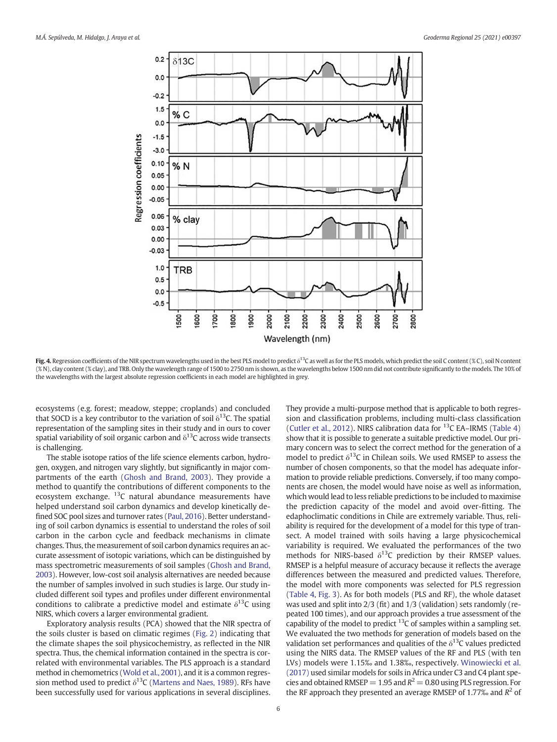**Fig. 4.** Regression coefficients of the NIR spectrum wavelengths used in the best PLS model to predict $\delta^{13}C$ as well as for the PLS models, which predict the soil C content (% C), soil N content (% N), clay content (% clay), and TRB. Only the wavelength range of 1500 to 2750 nm is shown, as the wavelengths below 1500 nm did not contribute significantly to the models. The 10% of the wavelengths with the largest absolute regression coefficients in each model are highlighted in grey.

ecosystems (e.g. forest; meadow, steppe; croplands) and concluded that SOCD is a key contributor to the variation of soil $\delta^{13}C$. The spatial representation of the sampling sites in their study and in ours to cover spatial variability of soil organic carbon and $\delta^{13}C$ across wide transects is challenging.

The stable isotope ratios of the life science elements carbon, hydrogen, oxygen, and nitrogen vary slightly, but significantly in major compartments of the earth (Ghosh and Brand, 2003). They provide a method to quantify the contributions of different components to the ecosystem exchange. $^{13}C$ natural abundance measurements have helped understand soil carbon dynamics and develop kinetically defined SOC pool sizes and turnover rates (Paul, 2016). Better understanding of soil carbon dynamics is essential to understand the roles of soil carbon in the carbon cycle and feedback mechanisms in climate changes. Thus, the measurement of soil carbon dynamics requires an accurate assessment of isotopic variations, which can be distinguished by mass spectrometric measurements of soil samples (Ghosh and Brand, 2003). However, low-cost soil analysis alternatives are needed because the number of samples involved in such studies is large. Our study included different soil types and profiles under different environmental conditions to calibrate a predictive model and estimate $\delta^{13}C$ using NIRS, which covers a larger environmental gradient.

Exploratory analysis results (PCA) showed that the NIR spectra of the soils cluster is based on climatic regimes (Fig. 2) indicating that the climate shapes the soil physicochemistry, as reflected in the NIR spectra. Thus, the chemical information contained in the spectra is correlated with environmental variables. The PLS approach is a standard method in chemometrics (Wold et al., 2001), and it is a common regression method used to predict $\delta^{13}C$ (Martens and Naes, 1989). RFs have been successfully used for various applications in several disciplines. They provide a multi-purpose method that is applicable to both regression and classification problems, including multi-class classification (Cutler et al., 2012). NIRS calibration data for $^{13}C$ EA–IRMS (Table 4) show that it is possible to generate a suitable predictive model. Our primary concern was to select the correct method for the generation of a model to predict $\delta^{13}C$ in Chilean soils. We used RMSEP to assess the number of chosen components, so that the model has adequate information to provide reliable predictions. Conversely, if too many components are chosen, the model would have noise as well as information, which would lead to less reliable predictions to be included to maximise the prediction capacity of the model and avoid over-fitting. The edaphoclimatic conditions in Chile are extremely variable. Thus, reliability is required for the development of a model for this type of transect. A model trained with soils having a large physicochemical variability is required. We evaluated the performances of the two methods for NIRS-based $\delta^{13}C$ prediction by their RMSEP values. RMSEP is a helpful measure of accuracy because it reflects the average differences between the measured and predicted values. Therefore, the model with more components was selected for PLS regression (Table 4, Fig. 3). As for both models (PLS and RF), the whole dataset was used and split into 2/3 (fit) and 1/3 (validation) sets randomly (repeated 100 times), and our approach provides a true assessment of the capability of the model to predict $^{13}C$ of samples within a sampling set. We evaluated the two methods for generation of models based on the validation set performances and qualities of the $\delta^{13}C$ values predicted using the NIRS data. The RMSEP values of the RF and PLS (with ten LVs) models were 1.15‰ and 1.38‰, respectively. Winowiecki et al. (2017) used similar models for soils in Africa under C3 and C4 plant species and obtained RMSEP = 1.95 and $R^2 = 0.80$ using PLS regression. For the RF approach they presented an average RMSEP of 1.77‰ and $R^2$ of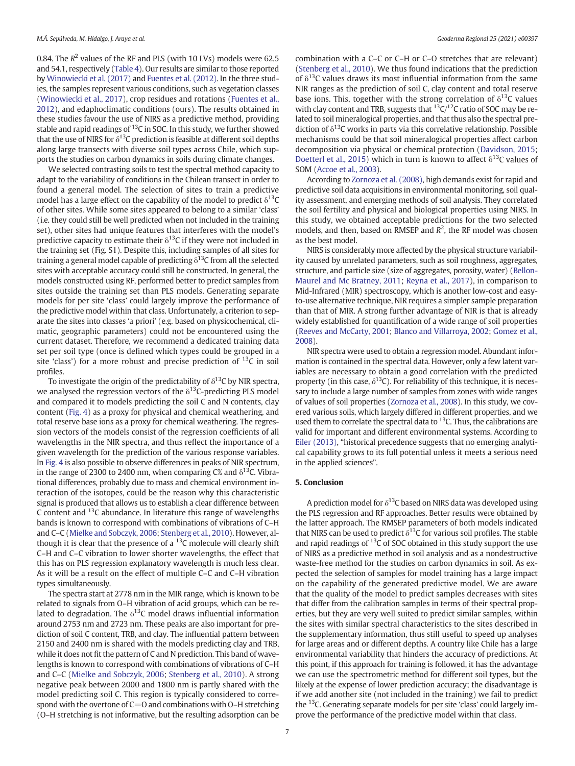0.84. The $R^2$ values of the RF and PLS (with 10 LVs) models were 62.5 and 54.1, respectively (Table 4). Our results are similar to those reported by Winowiecki et al. (2017) and Fuentes et al. (2012). In the three studies, the samples represent various conditions, such as vegetation classes (Winowiecki et al., 2017), crop residues and rotations (Fuentes et al., 2012), and edaphoclimatic conditions (ours). The results obtained in these studies favour the use of NIRS as a predictive method, providing stable and rapid readings of $^{13}$C in SOC. In this study, we further showed that the use of NIRS for $\delta^{13}$C prediction is feasible at different soil depths along large transects with diverse soil types across Chile, which supports the studies on carbon dynamics in soils during climate changes.

We selected contrasting soils to test the spectral method capacity to adapt to the variability of conditions in the Chilean transect in order to found a general model. The selection of sites to train a predictive model has a large effect on the capability of the model to predict $\delta^{13}$C of other sites. While some sites appeared to belong to a similar 'class' (i.e. they could still be well predicted when not included in the training set), other sites had unique features that interferes with the model's predictive capacity to estimate their $\delta^{13}$C if they were not included in the training set (Fig. S1). Despite this, including samples of all sites for training a general model capable of predicting $\delta^{13}$C from all the selected sites with acceptable accuracy could still be constructed. In general, the models constructed using RF, performed better to predict samples from sites outside the training set than PLS models. Generating separate models for per site 'class' could largely improve the performance of the predictive model within that class. Unfortunately, a criterion to separate the sites into classes 'a priori' (e.g. based on physicochemical, climatic, geographic parameters) could not be encountered using the current dataset. Therefore, we recommend a dedicated training data set per soil type (once is defined which types could be grouped in a site 'class') for a more robust and precise prediction of $^{13}$C in soil profiles.

To investigate the origin of the predictability of $\delta^{13}$C by NIR spectra, we analysed the regression vectors of the $\delta^{13}$C-predicting PLS model and compared it to models predicting the soil C and N contents, clay content (Fig. 4) as a proxy for physical and chemical weathering, and total reserve base ions as a proxy for chemical weathering. The regression vectors of the models consist of the regression coefficients of all wavelengths in the NIR spectra, and thus reflect the importance of a given wavelength for the prediction of the various response variables. In Fig. 4 is also possible to observe differences in peaks of NIR spectrum, in the range of 2300 to 2400 nm, when comparing C% and $\delta^{13}$C. Vibrational differences, probably due to mass and chemical environment interaction of the isotopes, could be the reason why this characteristic signal is produced that allows us to establish a clear difference between C content and $^{13}$C abundance. In literature this range of wavelengths bands is known to correspond with combinations of vibrations of C–H and C–C (Mielke and Sobczyk, 2006; Stenberg et al., 2010). However, although it is clear that the presence of a $^{13}$C molecule will clearly shift C–H and C–C vibration to lower shorter wavelengths, the effect that this has on PLS regression explanatory wavelength is much less clear. As it will be a result on the effect of multiple C–C and C–H vibration types simultaneously.

The spectra start at 2778 nm in the MIR range, which is known to be related to signals from O–H vibration of acid groups, which can be related to degradation. The $\delta^{13}$C model draws influential information around 2753 nm and 2723 nm. These peaks are also important for prediction of soil C content, TRB, and clay. The influential pattern between 2150 and 2400 nm is shared with the models predicting clay and TRB, while it does not fit the pattern of C and N prediction. This band of wavelengths is known to correspond with combinations of vibrations of C–H and C–C (Mielke and Sobczyk, 2006; Stenberg et al., 2010). A strong negative peak between 2000 and 1800 nm is partly shared with the model predicting soil C. This region is typically considered to correspond with the overtone of C=O and combinations with O–H stretching (O–H stretching is not informative, but the resulting adsorption can be combination with a C–C or C–H or C–O stretches that are relevant) (Stenberg et al., 2010). We thus found indications that the prediction of $\delta^{13}$C values draws its most influential information from the same NIR ranges as the prediction of soil C, clay content and total reserve base ions. This, together with the strong correlation of $\delta^{13}$C values with clay content and TRB, suggests that $^{13}$C/$^{12}$C ratio of SOC may be related to soil mineralogical properties, and that thus also the spectral prediction of $\delta^{13}$C works in parts via this correlative relationship. Possible mechanisms could be that soil mineralogical properties affect carbon decomposition via physical or chemical protection (Davidson, 2015; Doetterl et al., 2015) which in turn is known to affect $\delta^{13}$C values of SOM (Accoe et al., 2003).

According to Zornoza et al. (2008), high demands exist for rapid and predictive soil data acquisitions in environmental monitoring, soil quality assessment, and emerging methods of soil analysis. They correlated the soil fertility and physical and biological properties using NIRS. In this study, we obtained acceptable predictions for the two selected models, and then, based on RMSEP and $R^2$, the RF model was chosen as the best model.

NIRS is considerably more affected by the physical structure variability caused by unrelated parameters, such as soil roughness, aggregates, structure, and particle size (size of aggregates, porosity, water) (Bellon-Maurel and Mc Bratney, 2011; Reyna et al., 2017), in comparison to Mid-Infrared (MIR) spectroscopy, which is another low-cost and easy-to-use alternative technique, NIR requires a simpler sample preparation than that of MIR. A strong further advantage of NIR is that is already widely established for quantification of a wide range of soil properties (Reeves and McCarty, 2001; Blanco and Villarroya, 2002; Gomez et al., 2008).

NIR spectra were used to obtain a regression model. Abundant information is contained in the spectral data. However, only a few latent variables are necessary to obtain a good correlation with the predicted property (in this case, $\delta^{13}$C). For reliability of this technique, it is necessary to include a large number of samples from zones with wide ranges of values of soil properties (Zornoza et al., 2008). In this study, we covered various soils, which largely differed in different properties, and we used them to correlate the spectral data to $^{13}$C. Thus, the calibrations are valid for important and different environmental systems. According to Eiler (2013), "historical precedence suggests that no emerging analytical capability grows to its full potential unless it meets a serious need in the applied sciences".

## 5. Conclusion

A prediction model for $\delta^{13}$C based on NIRS data was developed using the PLS regression and RF approaches. Better results were obtained by the latter approach. The RMSEP parameters of both models indicated that NIRS can be used to predict $\delta^{13}$C for various soil profiles. The stable and rapid readings of $^{13}$C of SOC obtained in this study support the use of NIRS as a predictive method in soil analysis and as a nondestructive waste-free method for the studies on carbon dynamics in soil. As expected the selection of samples for model training has a large impact on the capability of the generated predictive model. We are aware that the quality of the model to predict samples decreases with sites that differ from the calibration samples in terms of their spectral properties, but they are very well suited to predict similar samples, within the sites with similar spectral characteristics to the sites described in the supplementary information, thus still useful to speed up analyses for large areas and or different depths. A country like Chile has a large environmental variability that hinders the accuracy of predictions. At this point, if this approach for training is followed, it has the advantage we can use the spectrometric method for different soil types, but the likely at the expense of lower prediction accuracy; the disadvantage is if we add another site (not included in the training) we fail to predict the $^{13}$C. Generating separate models for per site 'class' could largely improve the performance of the predictive model within that class.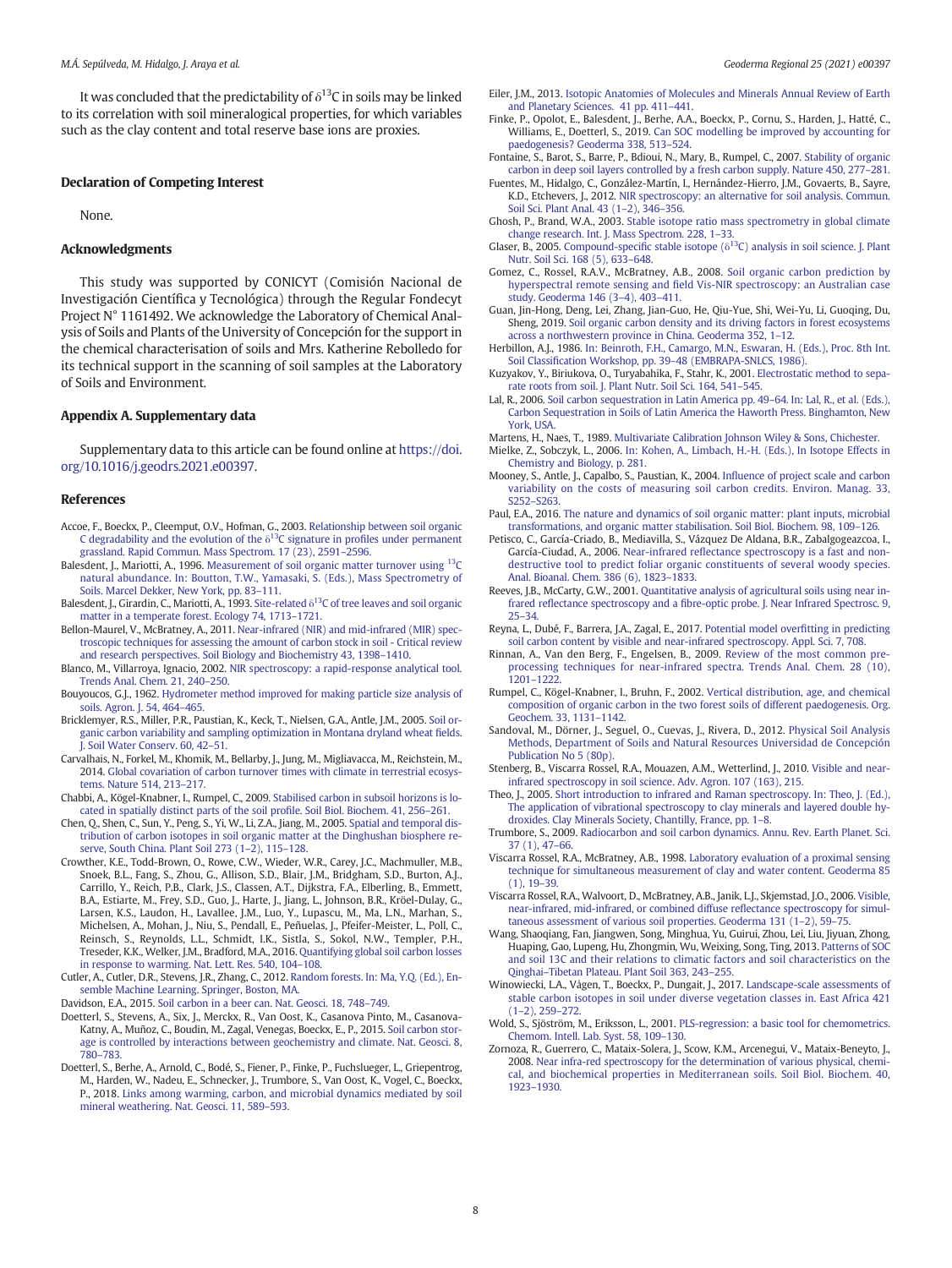It was concluded that the predictability of $\delta^{13}C$ in soils may be linked to its correlation with soil mineralogical properties, for which variables such as the clay content and total reserve base ions are proxies.

## Declaration of Competing Interest

None.

## Acknowledgments

This study was supported by CONICYT (Comisión Nacional de Investigación Científica y Tecnológica) through the Regular Fondecyt Project N° 1161492. We acknowledge the Laboratory of Chemical Analysis of Soils and Plants of the University of Concepción for the support in the chemical characterisation of soils and Mrs. Katherine Rebolledo for its technical support in the scanning of soil samples at the Laboratory of Soils and Environment.

## Appendix A. Supplementary data

Supplementary data to this article can be found online at https://doi.org/10.1016/j.geodrs.2021.e00397.

## References

Accoe, F., Boeckx, P., Cleemput, O.V., Hofman, G., 2003. Relationship between soil organic C degradability and the evolution of the $\delta^{13}C$ signature in profiles under permanent grassland. Rapid Commun. Mass Spectrom. 17 (23), 2591–2596.

Balesdent, J., Mariotti, A., 1996. Measurement of soil organic matter turnover using $^{13}C$ natural abundance. In: Boutton, T.W., Yamasaki, S. (Eds.), Mass Spectrometry of Soils. Marcel Dekker, New York, pp. 83–111.

Balesdent, J., Girardin, C., Mariotti, A., 1993. Site-related $\delta^{13}C$ of tree leaves and soil organic matter in a temperate forest. Ecology 74, 1713–1721.

Bellon-Maurel, V., McBratney, A., 2011. Near-infrared (NIR) and mid-infrared (MIR) spectroscopic techniques for assessing the amount of carbon stock in soil - Critical review and research perspectives. Soil Biology and Biochemistry 43, 1398–1410.

Blanco, M., Villarroya, Ignacio, 2002. NIR spectroscopy: a rapid-response analytical tool. Trends Anal. Chem. 21, 240–250.

Bouyoucos, G.J., 1962. Hydrometer method improved for making particle size analysis of soils. Agron. J. 54, 464–465.

Bricklemyer, R.S., Miller, P.R., Paustian, K., Keck, T., Nielsen, G.A., Antle, J.M., 2005. Soil organic carbon variability and sampling optimization in Montana dryland wheat fields. J. Soil Water Conserv. 60, 42–51.

Carvalhais, N., Forkel, M., Khomik, M., Bellarby, J., Jung, M., Migliavacca, M., Reichstein, M., 2014. Global covariation of carbon turnover times with climate in terrestrial ecosystems. Nature 514, 213–217.

Chabbi, A., Kögel-Knabner, I., Rumpel, C., 2009. Stabilised carbon in subsoil horizons is located in spatially distinct parts of the soil profile. Soil Biol. Biochem. 41, 256–261.

Chen, Q., Shen, C., Sun, Y., Peng, S., Yi, W., Li, Z.A., Jiang, M., 2005. Spatial and temporal distribution of carbon isotopes in soil organic matter at the Dinghushan biosphere reserve, South China. Plant Soil 273 (1–2), 115–128.

Crowther, K.E., Todd-Brown, O., Rowe, C.W., Wieder, W.R., Carey, J.C., Machmuller, M.B., Snoek, B.L., Fang, S., Zhou, G., Allison, S.D., Blair, J.M., Bridgham, S.D., Burton, A.J., Carrillo, Y., Reich, P.B., Clark, J.S., Classen, A.T., Dijkstra, F.A., Elberling, B., Emmett, B.A., Estiarte, M., Frey, S.D., Guo, J., Harte, J., Jiang, L., Johnson, B.R., Kröel-Dulay, G., Larsen, K.S., Laudon, H., Lavallee, J.M., Luo, Y., Lupascu, M., Ma, L.N., Marhan, S., Michelsen, A., Mohan, J., Niu, S., Pendall, E., Peñuelas, J., Pfeifer-Meister, L., Poll, C., Reinsch, S., Reynolds, L.L., Schmidt, I.K., Sistla, S., Sokol, N.W., Templer, P.H., Treseder, K.K., Welker, J.M., Bradford, M.A., 2016. Quantifying global soil carbon losses in response to warming. Nat. Lett. Res. 540, 104–108.

Cutler, A., Cutler, D.R., Stevens, J.R., Zhang, C., 2012. Random forests. In: Ma, Y.Q. (Ed.), Ensemble Machine Learning. Springer, Boston, MA.

Davidson, E.A., 2015. Soil carbon in a beer can. Nat. Geosci. 18, 748–749.

Doetterl, S., Stevens, A., Six, J., Merckx, R., Van Oost, K., Casanova Pinto, M., Casanova-Katny, A., Muñoz, C., Boudin, M., Zagal, Venegas, Boeckx, E., P., 2015. Soil carbon storage is controlled by interactions between geochemistry and climate. Nat. Geosci. 8, 780–783.

Doetterl, S., Berhe, A., Arnold, C., Bodé, S., Fiener, P., Finke, P., Fuchslueger, L., Griepentrog, M., Harden, W., Nadeu, E., Schnecker, J., Trumbore, S., Van Oost, K., Vogel, C., Boeckx, P., 2018. Links among warming, carbon, and microbial dynamics mediated by soil mineral weathering. Nat. Geosci. 11, 589–593.

Eiler, J.M., 2013. Isotopic Anatomies of Molecules and Minerals Annual Review of Earth and Planetary Sciences. 41 pp. 411–441.

Finke, P., Opolot, E., Balesdent, J., Berhe, A.A., Boeckx, P., Cornu, S., Harden, J., Hatté, C., Williams, E., Doetterl, S., 2019. Can SOC modelling be improved by accounting for paedogenesis? Geoderma 338, 513–524.

Fontaine, S., Barot, S., Barre, P., Bdioui, N., Mary, B., Rumpel, C., 2007. Stability of organic carbon in deep soil layers controlled by a fresh carbon supply. Nature 450, 277–281.

Fuentes, M., Hidalgo, C., González-Martín, I., Hernández-Hierro, J.M., Govaerts, B., Sayre, K.D., Etchevers, J., 2012. NIR spectroscopy: an alternative for soil analysis. Commun. Soil Sci. Plant Anal. 43 (1–2), 346–356.

Ghosh, P., Brand, W.A., 2003. Stable isotope ratio mass spectrometry in global climate change research. Int. J. Mass Spectrom. 228, 1–33.

Glaser, B., 2005. Compound-specific stable isotope ($\delta^{13}C$) analysis in soil science. J. Plant Nutr. Soil Sci. 168 (5), 633–648.

Gomez, C., Rossel, R.A.V., McBratney, A.B., 2008. Soil organic carbon prediction by hyperspectral remote sensing and field Vis-NIR spectroscopy: an Australian case study. Geoderma 146 (3–4), 403–411.

Guan, Jin-Hong, Deng, Lei, Zhang, Jian-Guo, He, Qiu-Yue, Shi, Wei-Yu, Li, Guoqing, Du, Sheng, 2019. Soil organic carbon density and its driving factors in forest ecosystems across a northwestern province in China. Geoderma 352, 1–12.

Herbillon, A.J., 1986. In: Beinroth, F.H., Camargo, M.N., Eswaran, H. (Eds.), Proc. 8th Int. Soil Classification Workshop, pp. 39–48 (EMBRAPA-SNLCS, 1986).

Kuzyakov, Y., Biriukova, O., Turyabahika, F., Stahr, K., 2001. Electrostatic method to separate roots from soil. J. Plant Nutr. Soil Sci. 164, 541–545.

Lal, R., 2006. Soil carbon sequestration in Latin America pp. 49–64. In: Lal, R., et al. (Eds.), Carbon Sequestration in Soils of Latin America the Haworth Press. Binghamton, New York, USA.

Martens, H., Naes, T., 1989. Multivariate Calibration Johnson Wiley & Sons, Chichester.

Mielke, Z., Sobczyk, L., 2006. In: Kohen, A., Limbach, H.-H. (Eds.), In Isotope Effects in Chemistry and Biology, p. 281.

Mooney, S., Antle, J., Capalbo, S., Paustian, K., 2004. Influence of project scale and carbon variability on the costs of measuring soil carbon credits. Environ. Manag. 33, S252–S263.

Paul, E.A., 2016. The nature and dynamics of soil organic matter: plant inputs, microbial transformations, and organic matter stabilisation. Soil Biol. Biochem. 98, 109–126.

Petisco, C., García-Criado, B., Mediavilla, S., Vázquez De Aldana, B.R., Zabalgogeazcoa, I., García-Ciudad, A., 2006. Near-infrared reflectance spectroscopy is a fast and non-destructive tool to predict foliar organic constituents of several woody species. Anal. Bioanal. Chem. 386 (6), 1823–1833.

Reeves, J.B., McCarty, G.W., 2001. Quantitative analysis of agricultural soils using near infrared reflectance spectroscopy and a fibre-optic probe. J. Near Infrared Spectrosc. 9, 25–34.

Reyna, L., Dubé, F., Barrera, J.A., Zagal, E., 2017. Potential model overfitting in predicting soil carbon content by visible and near-infrared spectroscopy. Appl. Sci. 7, 708.

Rinnan, A., Van den Berg, F., Engelsen, B., 2009. Review of the most common pre-processing techniques for near-infrared spectra. Trends Anal. Chem. 28 (10), 1201–1222.

Rumpel, C., Kögel-Knabner, I., Bruhn, F., 2002. Vertical distribution, age, and chemical composition of organic carbon in the two forest soils of different paedogenesis. Org. Geochem. 33, 1131–1142.

Sandoval, M., Dörner, J., Seguel, O., Cuevas, J., Rivera, D., 2012. Physical Soil Analysis Methods, Department of Soils and Natural Resources Universidad de Concepción Publication No 5 (80p).

Stenberg, B., Viscarra Rossel, R.A., Mouazen, A.M., Wetterlind, J., 2010. Visible and near-infrared spectroscopy in soil science. Adv. Agron. 107 (163), 215.

Theo, J., 2005. Short introduction to infrared and Raman spectroscopy. In: Theo, J. (Ed.), The application of vibrational spectroscopy to clay minerals and layered double hydroxides. Clay Minerals Society, Chantilly, France, pp. 1–8.

Trumbore, S., 2009. Radiocarbon and soil carbon dynamics. Annu. Rev. Earth Planet. Sci. 37 (1), 47–66.

Viscarra Rossel, R.A., McBratney, A.B., 1998. Laboratory evaluation of a proximal sensing technique for simultaneous measurement of clay and water content. Geoderma 85 (1), 19–39.

Viscarra Rossel, R.A., Walvoort, D., McBratney, A.B., Janik, L.J., Skjemstad, J.O., 2006. Visible, near-infrared, mid-infrared, or combined diffuse reflectance spectroscopy for simultaneous assessment of various soil properties. Geoderma 131 (1–2), 59–75.

Wang, Shaoqiang, Fan, Jiangwen, Song, Minghua, Yu, Guirui, Zhou, Lei, Liu, Jiyuan, Zhong, Huaping, Gao, Lupeng, Hu, Zhongmin, Wu, Weixing, Song, Ting, 2013. Patterns of SOC and soil 13C and their relations to climatic factors and soil characteristics on the Qinghai–Tibetan Plateau. Plant Soil 363, 243–255.

Winowiecki, L.A., Vågen, T., Boeckx, P., Dungait, J., 2017. Landscape-scale assessments of stable carbon isotopes in soil under diverse vegetation classes in. East Africa 421 (1–2), 259–272.

Wold, S., Sjöström, M., Eriksson, L., 2001. PLS-regression: a basic tool for chemometrics. Chemom. Intell. Lab. Syst. 58, 109–130.

Zornoza, R., Guerrero, C., Mataix-Solera, J., Scow, K.M., Arcenegui, V., Mataix-Beneyto, J., 2008. Near infra-red spectroscopy for the determination of various physical, chemical, and biochemical properties in Mediterranean soils. Soil Biol. Biochem. 40, 1923–1930.